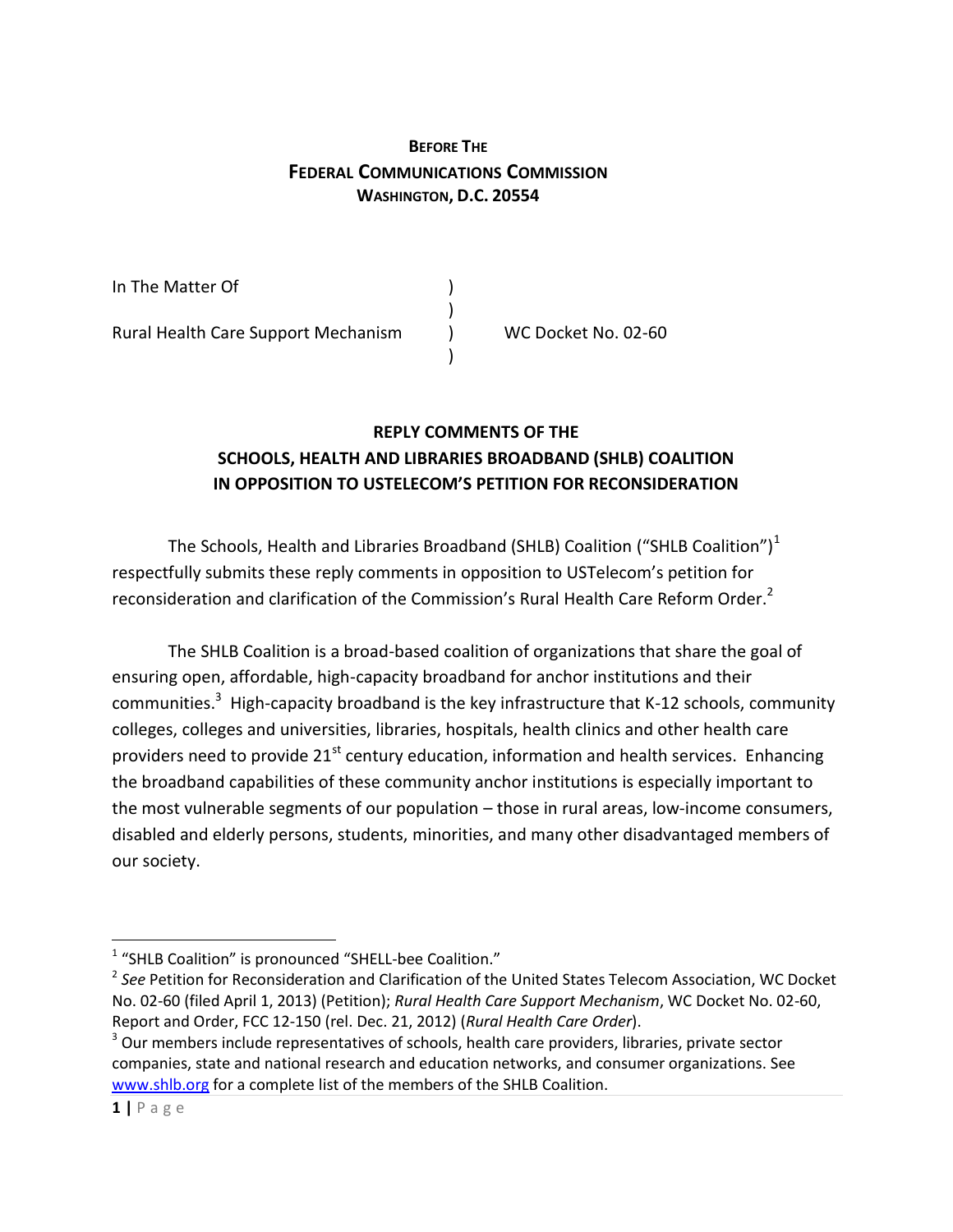**BEFORE THE**
**FEDERAL COMMUNICATIONS COMMISSION**
**WASHINGTON, D.C. 20554**

| | | |
|---|---|---|
| In The Matter Of | ) | |
| | ) | |
| Rural Health Care Support Mechanism | ) | WC Docket No. 02-60 |
| | ) | |

## REPLY COMMENTS OF THE SCHOOLS, HEALTH AND LIBRARIES BROADBAND (SHLB) COALITION IN OPPOSITION TO USTELECOM'S PETITION FOR RECONSIDERATION

The Schools, Health and Libraries Broadband (SHLB) Coalition ("SHLB Coalition")[1] respectfully submits these reply comments in opposition to USTelecom's petition for reconsideration and clarification of the Commission's Rural Health Care Reform Order.[2]

The SHLB Coalition is a broad-based coalition of organizations that share the goal of ensuring open, affordable, high-capacity broadband for anchor institutions and their communities.[3] High-capacity broadband is the key infrastructure that K-12 schools, community colleges, colleges and universities, libraries, hospitals, health clinics and other health care providers need to provide 21st century education, information and health services. Enhancing the broadband capabilities of these community anchor institutions is especially important to the most vulnerable segments of our population – those in rural areas, low-income consumers, disabled and elderly persons, students, minorities, and many other disadvantaged members of our society.

---

[1] "SHLB Coalition" is pronounced "SHELL-bee Coalition."

[2] *See* Petition for Reconsideration and Clarification of the United States Telecom Association, WC Docket No. 02-60 (filed April 1, 2013) (Petition); *Rural Health Care Support Mechanism*, WC Docket No. 02-60, Report and Order, FCC 12-150 (rel. Dec. 21, 2012) (*Rural Health Care Order*).

[3] Our members include representatives of schools, health care providers, libraries, private sector companies, state and national research and education networks, and consumer organizations. See www.shlb.org for a complete list of the members of the SHLB Coalition.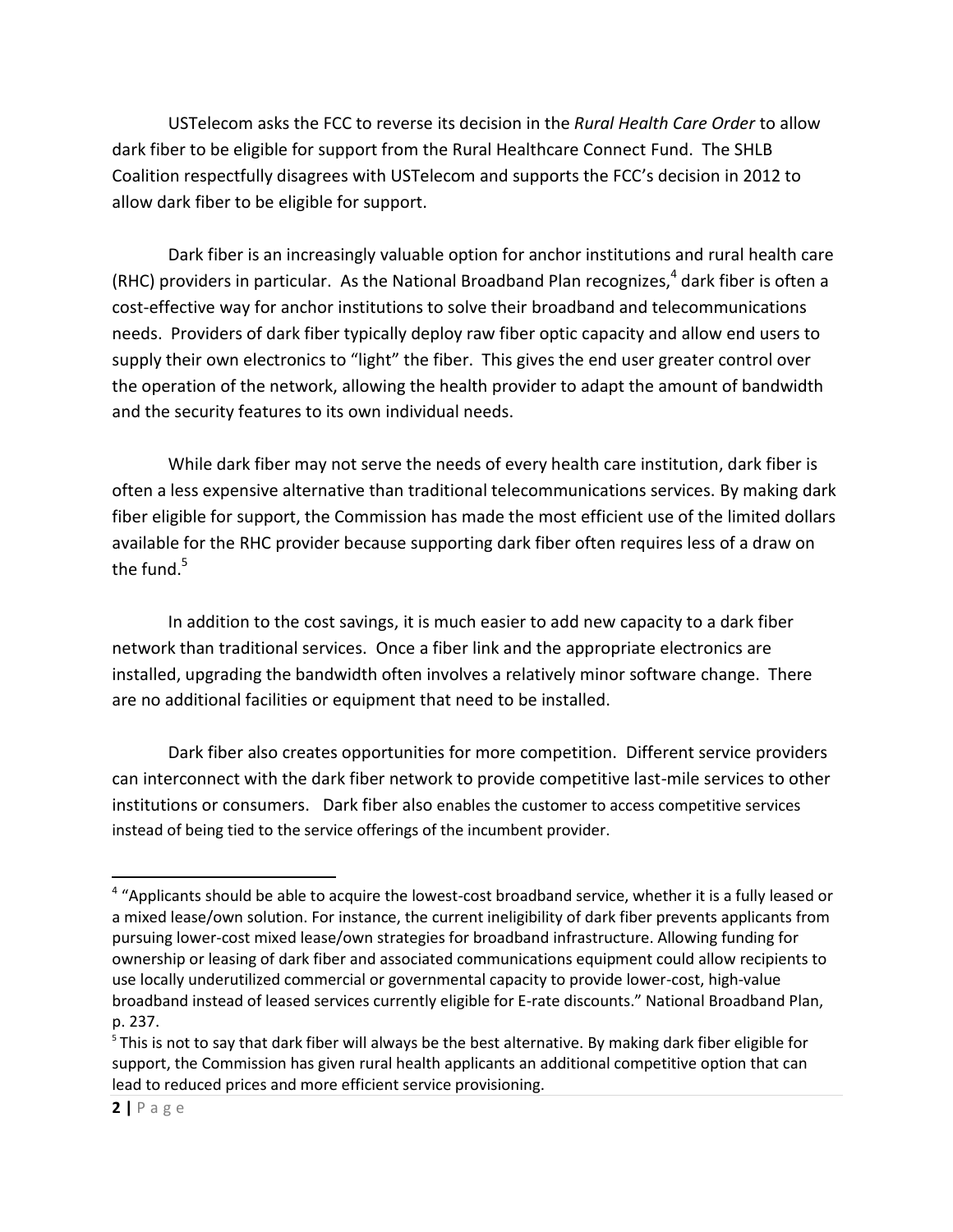USTelecom asks the FCC to reverse its decision in the *Rural Health Care Order* to allow dark fiber to be eligible for support from the Rural Healthcare Connect Fund. The SHLB Coalition respectfully disagrees with USTelecom and supports the FCC's decision in 2012 to allow dark fiber to be eligible for support.

Dark fiber is an increasingly valuable option for anchor institutions and rural health care (RHC) providers in particular. As the National Broadband Plan recognizes,[4] dark fiber is often a cost-effective way for anchor institutions to solve their broadband and telecommunications needs. Providers of dark fiber typically deploy raw fiber optic capacity and allow end users to supply their own electronics to "light" the fiber. This gives the end user greater control over the operation of the network, allowing the health provider to adapt the amount of bandwidth and the security features to its own individual needs.

While dark fiber may not serve the needs of every health care institution, dark fiber is often a less expensive alternative than traditional telecommunications services. By making dark fiber eligible for support, the Commission has made the most efficient use of the limited dollars available for the RHC provider because supporting dark fiber often requires less of a draw on the fund.[5]

In addition to the cost savings, it is much easier to add new capacity to a dark fiber network than traditional services. Once a fiber link and the appropriate electronics are installed, upgrading the bandwidth often involves a relatively minor software change. There are no additional facilities or equipment that need to be installed.

Dark fiber also creates opportunities for more competition. Different service providers can interconnect with the dark fiber network to provide competitive last-mile services to other institutions or consumers. Dark fiber also enables the customer to access competitive services instead of being tied to the service offerings of the incumbent provider.

---

[4] "Applicants should be able to acquire the lowest-cost broadband service, whether it is a fully leased or a mixed lease/own solution. For instance, the current ineligibility of dark fiber prevents applicants from pursuing lower-cost mixed lease/own strategies for broadband infrastructure. Allowing funding for ownership or leasing of dark fiber and associated communications equipment could allow recipients to use locally underutilized commercial or governmental capacity to provide lower-cost, high-value broadband instead of leased services currently eligible for E-rate discounts." National Broadband Plan, p. 237.

[5] This is not to say that dark fiber will always be the best alternative. By making dark fiber eligible for support, the Commission has given rural health applicants an additional competitive option that can lead to reduced prices and more efficient service provisioning.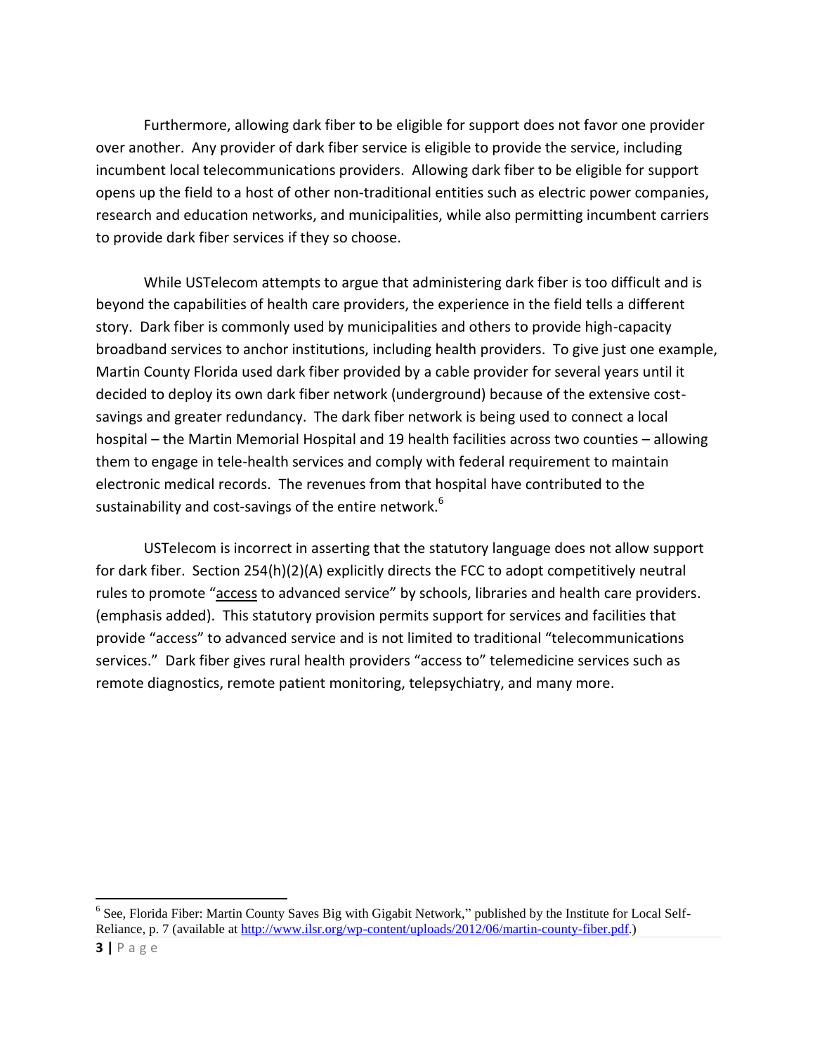Furthermore, allowing dark fiber to be eligible for support does not favor one provider over another. Any provider of dark fiber service is eligible to provide the service, including incumbent local telecommunications providers. Allowing dark fiber to be eligible for support opens up the field to a host of other non-traditional entities such as electric power companies, research and education networks, and municipalities, while also permitting incumbent carriers to provide dark fiber services if they so choose.

While USTelecom attempts to argue that administering dark fiber is too difficult and is beyond the capabilities of health care providers, the experience in the field tells a different story. Dark fiber is commonly used by municipalities and others to provide high-capacity broadband services to anchor institutions, including health providers. To give just one example, Martin County Florida used dark fiber provided by a cable provider for several years until it decided to deploy its own dark fiber network (underground) because of the extensive cost-savings and greater redundancy. The dark fiber network is being used to connect a local hospital – the Martin Memorial Hospital and 19 health facilities across two counties – allowing them to engage in tele-health services and comply with federal requirement to maintain electronic medical records. The revenues from that hospital have contributed to the sustainability and cost-savings of the entire network.[6]

USTelecom is incorrect in asserting that the statutory language does not allow support for dark fiber. Section 254(h)(2)(A) explicitly directs the FCC to adopt competitively neutral rules to promote "<u>access</u> to advanced service" by schools, libraries and health care providers. (emphasis added). This statutory provision permits support for services and facilities that provide "access" to advanced service and is not limited to traditional "telecommunications services." Dark fiber gives rural health providers "access to" telemedicine services such as remote diagnostics, remote patient monitoring, telepsychiatry, and many more.

---

[6] See, Florida Fiber: Martin County Saves Big with Gigabit Network," published by the Institute for Local Self-Reliance, p. 7 (available at http://www.ilsr.org/wp-content/uploads/2012/06/martin-county-fiber.pdf.)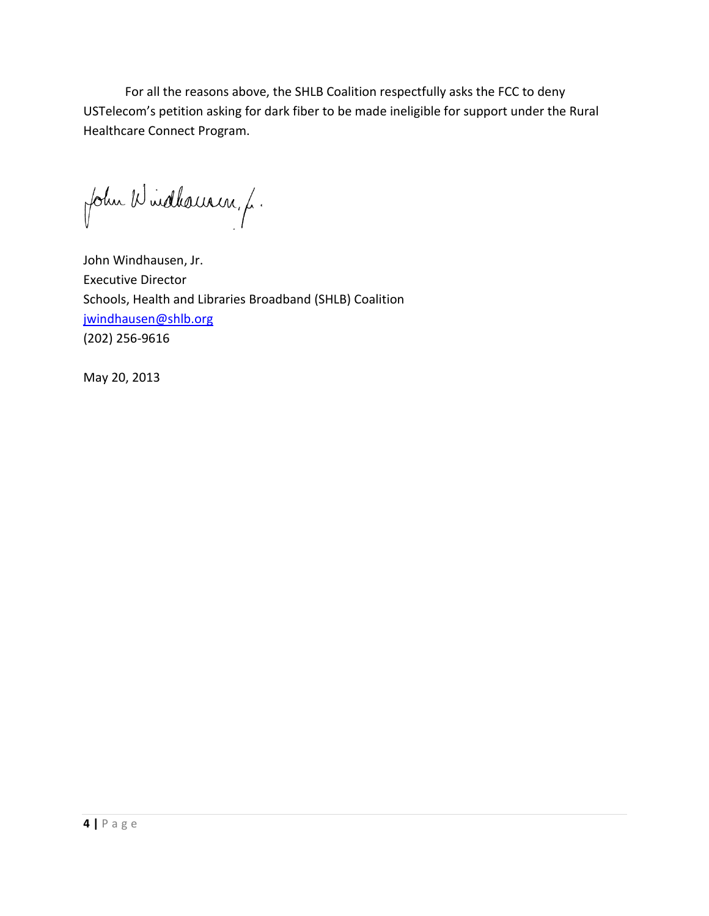For all the reasons above, the SHLB Coalition respectfully asks the FCC to deny USTelecom's petition asking for dark fiber to be made ineligible for support under the Rural Healthcare Connect Program.

John Windhausen, Jr.  
Executive Director  
Schools, Health and Libraries Broadband (SHLB) Coalition  
jwindhausen@shlb.org  
(202) 256-9616

May 20, 2013